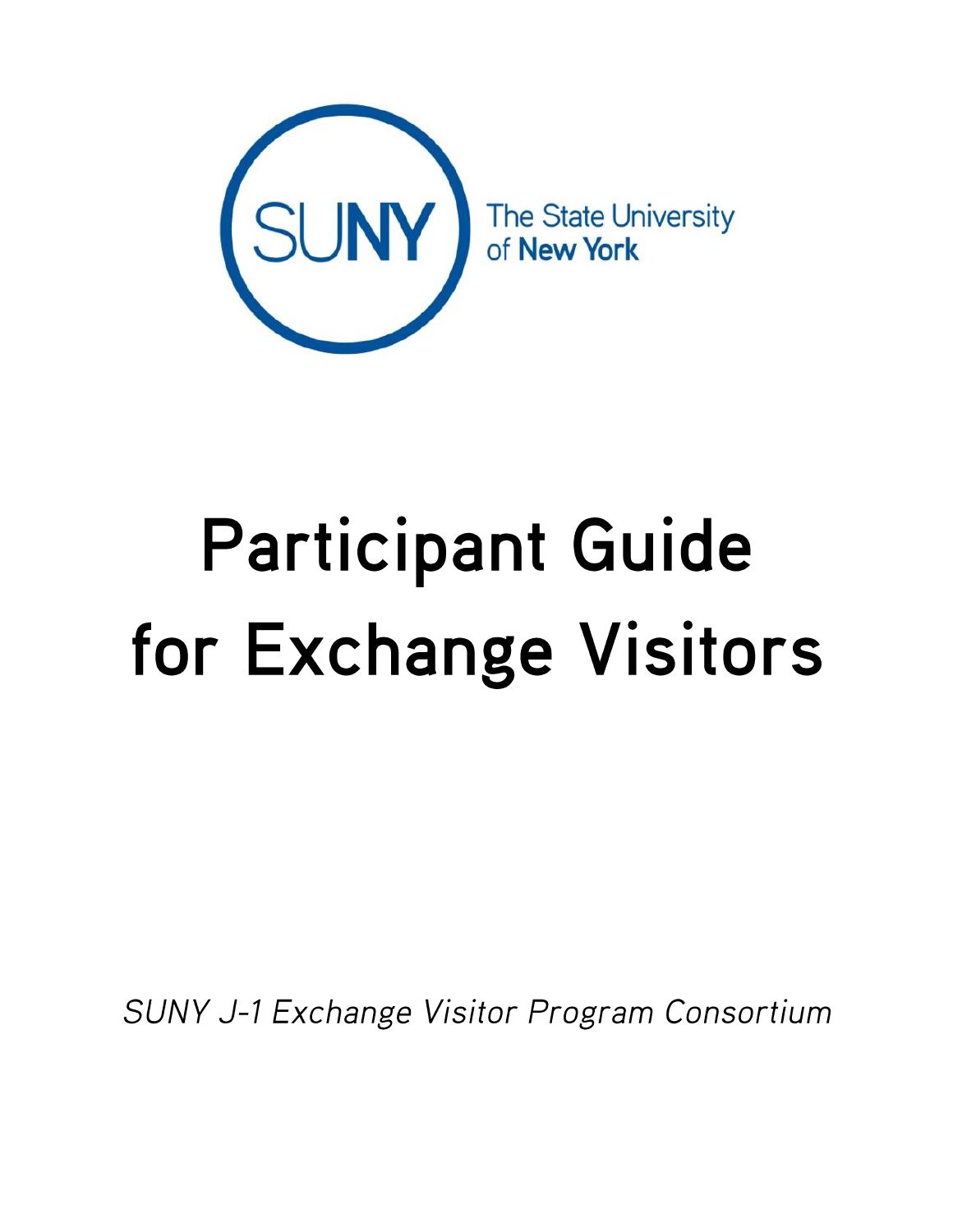SUNY The State University of New York

# Participant Guide for Exchange Visitors

*SUNY J-1 Exchange Visitor Program Consortium*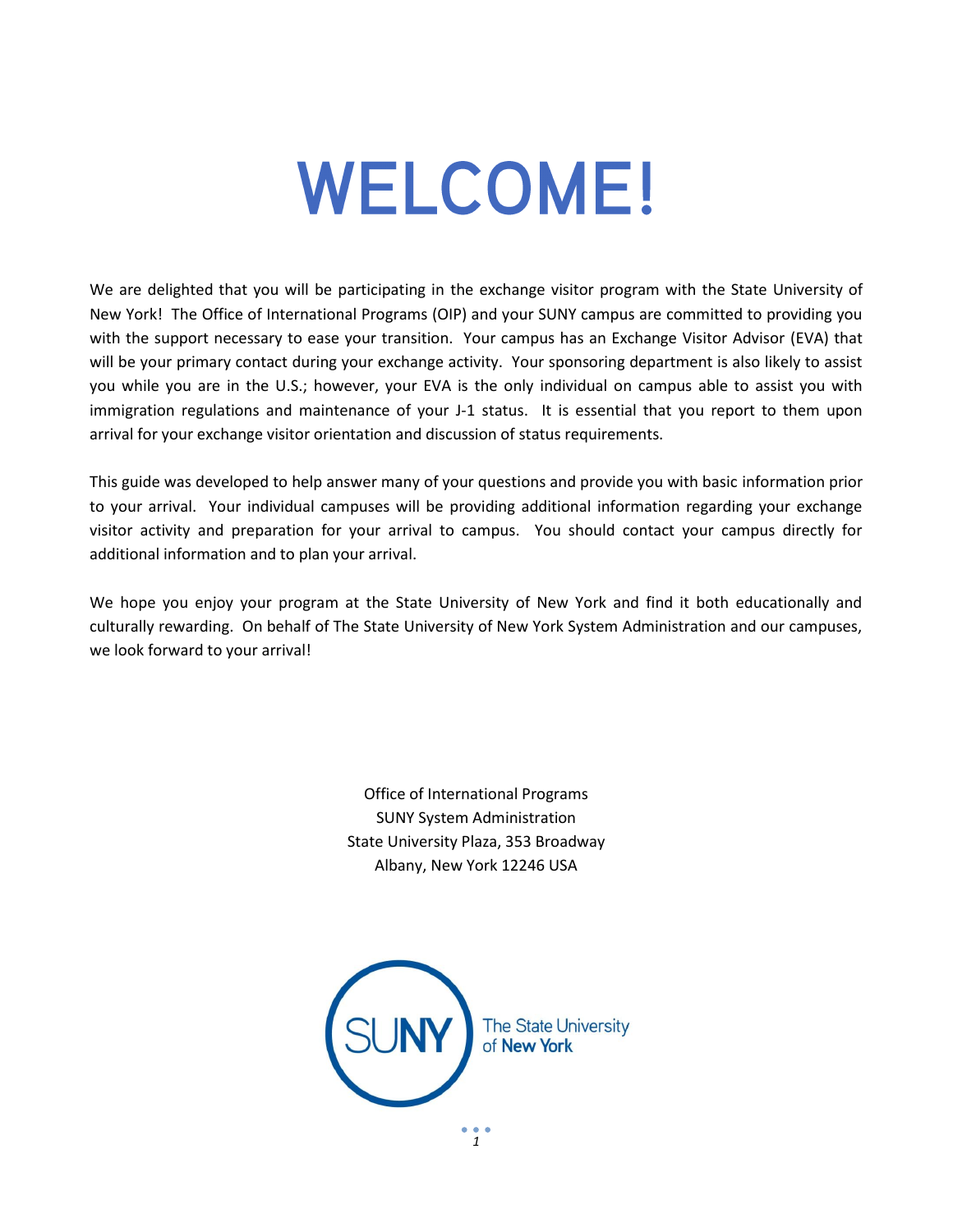# WELCOME!

We are delighted that you will be participating in the exchange visitor program with the State University of New York! The Office of International Programs (OIP) and your SUNY campus are committed to providing you with the support necessary to ease your transition. Your campus has an Exchange Visitor Advisor (EVA) that will be your primary contact during your exchange activity. Your sponsoring department is also likely to assist you while you are in the U.S.; however, your EVA is the only individual on campus able to assist you with immigration regulations and maintenance of your J-1 status. It is essential that you report to them upon arrival for your exchange visitor orientation and discussion of status requirements.

This guide was developed to help answer many of your questions and provide you with basic information prior to your arrival. Your individual campuses will be providing additional information regarding your exchange visitor activity and preparation for your arrival to campus. You should contact your campus directly for additional information and to plan your arrival.

We hope you enjoy your program at the State University of New York and find it both educationally and culturally rewarding. On behalf of The State University of New York System Administration and our campuses, we look forward to your arrival!

Office of International Programs
SUNY System Administration
State University Plaza, 353 Broadway
Albany, New York 12246 USA

SUNY The State University of New York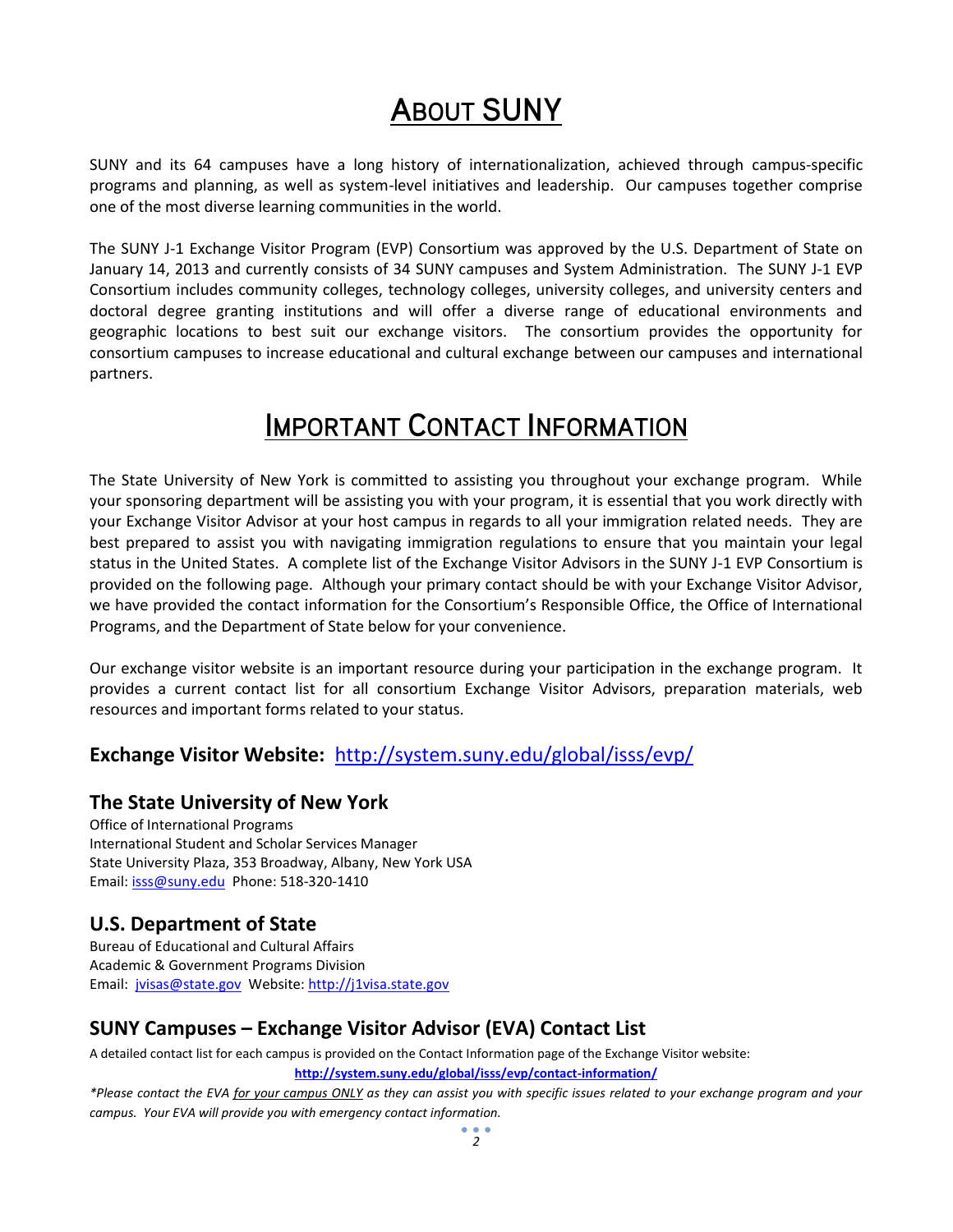# About SUNY

SUNY and its 64 campuses have a long history of internationalization, achieved through campus-specific programs and planning, as well as system-level initiatives and leadership. Our campuses together comprise one of the most diverse learning communities in the world.

The SUNY J-1 Exchange Visitor Program (EVP) Consortium was approved by the U.S. Department of State on January 14, 2013 and currently consists of 34 SUNY campuses and System Administration. The SUNY J-1 EVP Consortium includes community colleges, technology colleges, university colleges, and university centers and doctoral degree granting institutions and will offer a diverse range of educational environments and geographic locations to best suit our exchange visitors. The consortium provides the opportunity for consortium campuses to increase educational and cultural exchange between our campuses and international partners.

# Important Contact Information

The State University of New York is committed to assisting you throughout your exchange program. While your sponsoring department will be assisting you with your program, it is essential that you work directly with your Exchange Visitor Advisor at your host campus in regards to all your immigration related needs. They are best prepared to assist you with navigating immigration regulations to ensure that you maintain your legal status in the United States. A complete list of the Exchange Visitor Advisors in the SUNY J-1 EVP Consortium is provided on the following page. Although your primary contact should be with your Exchange Visitor Advisor, we have provided the contact information for the Consortium's Responsible Office, the Office of International Programs, and the Department of State below for your convenience.

Our exchange visitor website is an important resource during your participation in the exchange program. It provides a current contact list for all consortium Exchange Visitor Advisors, preparation materials, web resources and important forms related to your status.

## Exchange Visitor Website: http://system.suny.edu/global/isss/evp/

### The State University of New York

Office of International Programs
International Student and Scholar Services Manager
State University Plaza, 353 Broadway, Albany, New York USA
Email: isss@suny.edu Phone: 518-320-1410

### U.S. Department of State

Bureau of Educational and Cultural Affairs
Academic & Government Programs Division
Email: jvisas@state.gov Website: http://j1visa.state.gov

### SUNY Campuses – Exchange Visitor Advisor (EVA) Contact List

A detailed contact list for each campus is provided on the Contact Information page of the Exchange Visitor website:

**http://system.suny.edu/global/isss/evp/contact-information/**

*\*Please contact the EVA for your campus ONLY as they can assist you with specific issues related to your exchange program and your campus. Your EVA will provide you with emergency contact information.*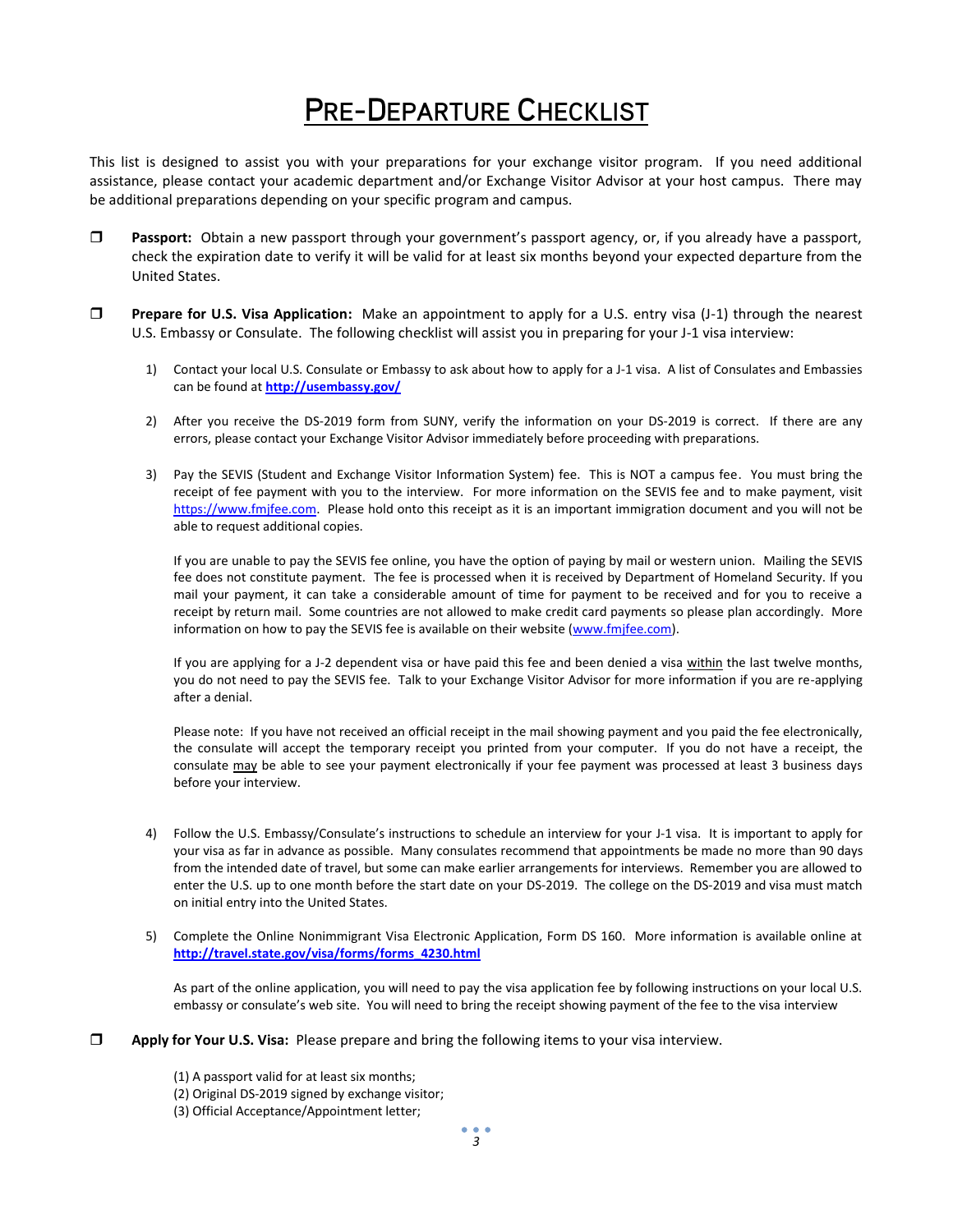# PRE-DEPARTURE CHECKLIST

This list is designed to assist you with your preparations for your exchange visitor program. If you need additional assistance, please contact your academic department and/or Exchange Visitor Advisor at your host campus. There may be additional preparations depending on your specific program and campus.

- ❒ **Passport:** Obtain a new passport through your government's passport agency, or, if you already have a passport, check the expiration date to verify it will be valid for at least six months beyond your expected departure from the United States.

- ❒ **Prepare for U.S. Visa Application:** Make an appointment to apply for a U.S. entry visa (J-1) through the nearest U.S. Embassy or Consulate. The following checklist will assist you in preparing for your J-1 visa interview:

  1) Contact your local U.S. Consulate or Embassy to ask about how to apply for a J-1 visa. A list of Consulates and Embassies can be found at **http://usembassy.gov/**

  2) After you receive the DS-2019 form from SUNY, verify the information on your DS-2019 is correct. If there are any errors, please contact your Exchange Visitor Advisor immediately before proceeding with preparations.

  3) Pay the SEVIS (Student and Exchange Visitor Information System) fee. This is NOT a campus fee. You must bring the receipt of fee payment with you to the interview. For more information on the SEVIS fee and to make payment, visit https://www.fmjfee.com. Please hold onto this receipt as it is an important immigration document and you will not be able to request additional copies.

     If you are unable to pay the SEVIS fee online, you have the option of paying by mail or western union. Mailing the SEVIS fee does not constitute payment. The fee is processed when it is received by Department of Homeland Security. If you mail your payment, it can take a considerable amount of time for payment to be received and for you to receive a receipt by return mail. Some countries are not allowed to make credit card payments so please plan accordingly. More information on how to pay the SEVIS fee is available on their website (www.fmjfee.com).

     If you are applying for a J-2 dependent visa or have paid this fee and been denied a visa within the last twelve months, you do not need to pay the SEVIS fee. Talk to your Exchange Visitor Advisor for more information if you are re-applying after a denial.

     Please note: If you have not received an official receipt in the mail showing payment and you paid the fee electronically, the consulate will accept the temporary receipt you printed from your computer. If you do not have a receipt, the consulate may be able to see your payment electronically if your fee payment was processed at least 3 business days before your interview.

  4) Follow the U.S. Embassy/Consulate's instructions to schedule an interview for your J-1 visa. It is important to apply for your visa as far in advance as possible. Many consulates recommend that appointments be made no more than 90 days from the intended date of travel, but some can make earlier arrangements for interviews. Remember you are allowed to enter the U.S. up to one month before the start date on your DS-2019. The college on the DS-2019 and visa must match on initial entry into the United States.

  5) Complete the Online Nonimmigrant Visa Electronic Application, Form DS 160. More information is available online at **http://travel.state.gov/visa/forms/forms_4230.html**

     As part of the online application, you will need to pay the visa application fee by following instructions on your local U.S. embassy or consulate's web site. You will need to bring the receipt showing payment of the fee to the visa interview

- ❒ **Apply for Your U.S. Visa:** Please prepare and bring the following items to your visa interview.

  (1) A passport valid for at least six months;
  (2) Original DS-2019 signed by exchange visitor;
  (3) Official Acceptance/Appointment letter;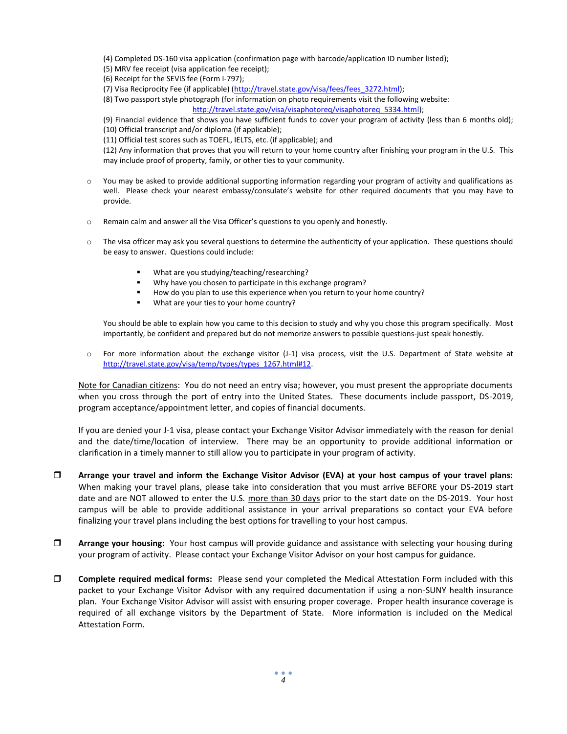(4) Completed DS-160 visa application (confirmation page with barcode/application ID number listed);
(5) MRV fee receipt (visa application fee receipt);
(6) Receipt for the SEVIS fee (Form I-797);
(7) Visa Reciprocity Fee (if applicable) (http://travel.state.gov/visa/fees/fees_3272.html);
(8) Two passport style photograph (for information on photo requirements visit the following website: http://travel.state.gov/visa/visaphotoreq/visaphotoreq_5334.html);
(9) Financial evidence that shows you have sufficient funds to cover your program of activity (less than 6 months old);
(10) Official transcript and/or diploma (if applicable);
(11) Official test scores such as TOEFL, IELTS, etc. (if applicable); and
(12) Any information that proves that you will return to your home country after finishing your program in the U.S. This may include proof of property, family, or other ties to your community.

- You may be asked to provide additional supporting information regarding your program of activity and qualifications as well. Please check your nearest embassy/consulate's website for other required documents that you may have to provide.

- Remain calm and answer all the Visa Officer's questions to you openly and honestly.

- The visa officer may ask you several questions to determine the authenticity of your application. These questions should be easy to answer. Questions could include:

  - What are you studying/teaching/researching?
  - Why have you chosen to participate in this exchange program?
  - How do you plan to use this experience when you return to your home country?
  - What are your ties to your home country?

  You should be able to explain how you came to this decision to study and why you chose this program specifically. Most importantly, be confident and prepared but do not memorize answers to possible questions-just speak honestly.

- For more information about the exchange visitor (J-1) visa process, visit the U.S. Department of State website at http://travel.state.gov/visa/temp/types/types_1267.html#12.

Note for Canadian citizens: You do not need an entry visa; however, you must present the appropriate documents when you cross through the port of entry into the United States. These documents include passport, DS-2019, program acceptance/appointment letter, and copies of financial documents.

If you are denied your J-1 visa, please contact your Exchange Visitor Advisor immediately with the reason for denial and the date/time/location of interview. There may be an opportunity to provide additional information or clarification in a timely manner to still allow you to participate in your program of activity.

- [ ] **Arrange your travel and inform the Exchange Visitor Advisor (EVA) at your host campus of your travel plans:** When making your travel plans, please take into consideration that you must arrive BEFORE your DS-2019 start date and are NOT allowed to enter the U.S. more than 30 days prior to the start date on the DS-2019. Your host campus will be able to provide additional assistance in your arrival preparations so contact your EVA before finalizing your travel plans including the best options for travelling to your host campus.

- [ ] **Arrange your housing:** Your host campus will provide guidance and assistance with selecting your housing during your program of activity. Please contact your Exchange Visitor Advisor on your host campus for guidance.

- [ ] **Complete required medical forms:** Please send your completed the Medical Attestation Form included with this packet to your Exchange Visitor Advisor with any required documentation if using a non-SUNY health insurance plan. Your Exchange Visitor Advisor will assist with ensuring proper coverage. Proper health insurance coverage is required of all exchange visitors by the Department of State. More information is included on the Medical Attestation Form.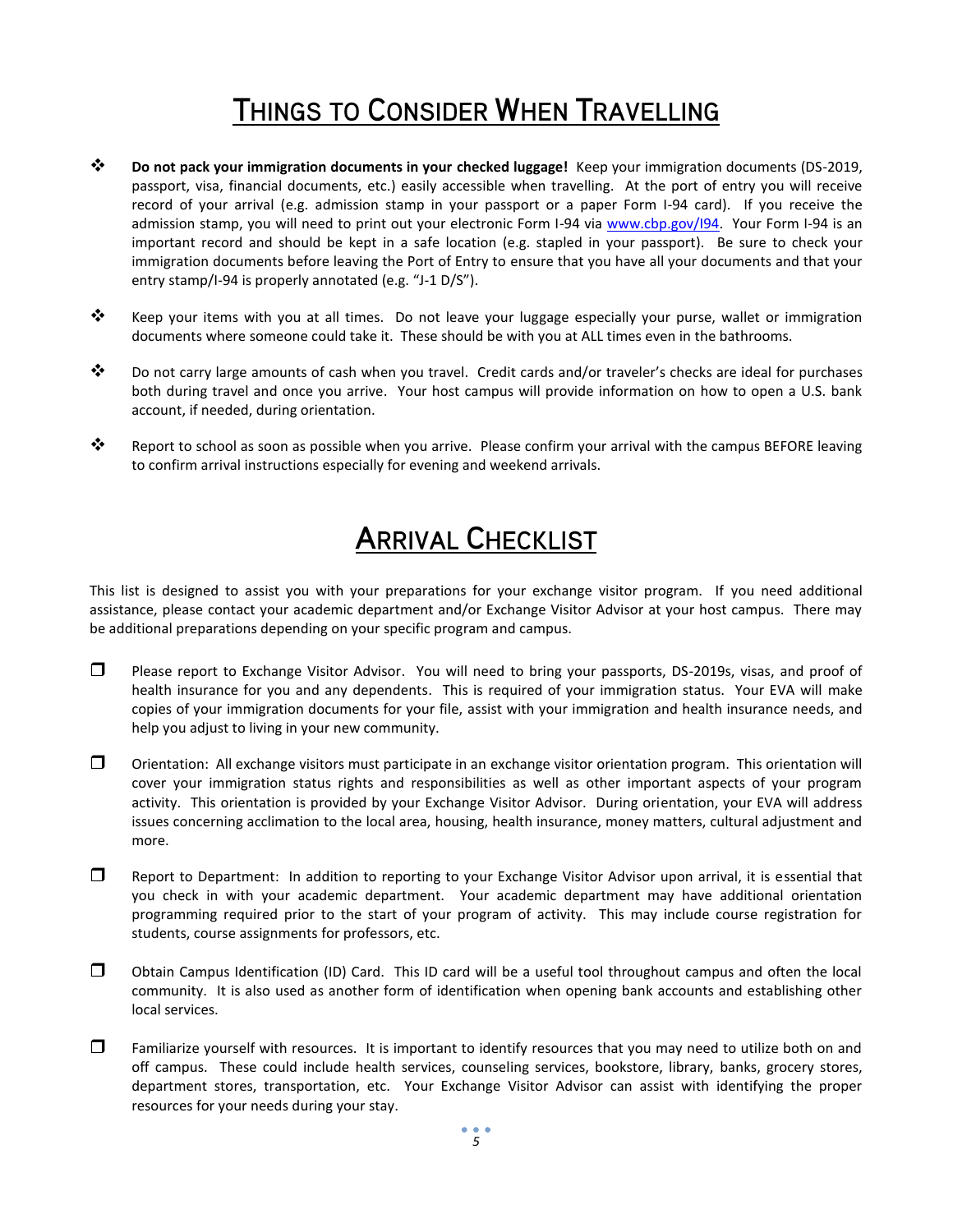# Things to Consider When Travelling

- **Do not pack your immigration documents in your checked luggage!** Keep your immigration documents (DS-2019, passport, visa, financial documents, etc.) easily accessible when travelling. At the port of entry you will receive record of your arrival (e.g. admission stamp in your passport or a paper Form I-94 card). If you receive the admission stamp, you will need to print out your electronic Form I-94 via [www.cbp.gov/I94](www.cbp.gov/I94). Your Form I-94 is an important record and should be kept in a safe location (e.g. stapled in your passport). Be sure to check your immigration documents before leaving the Port of Entry to ensure that you have all your documents and that your entry stamp/I-94 is properly annotated (e.g. "J-1 D/S").

- Keep your items with you at all times. Do not leave your luggage especially your purse, wallet or immigration documents where someone could take it. These should be with you at ALL times even in the bathrooms.

- Do not carry large amounts of cash when you travel. Credit cards and/or traveler's checks are ideal for purchases both during travel and once you arrive. Your host campus will provide information on how to open a U.S. bank account, if needed, during orientation.

- Report to school as soon as possible when you arrive. Please confirm your arrival with the campus BEFORE leaving to confirm arrival instructions especially for evening and weekend arrivals.

# Arrival Checklist

This list is designed to assist you with your preparations for your exchange visitor program. If you need additional assistance, please contact your academic department and/or Exchange Visitor Advisor at your host campus. There may be additional preparations depending on your specific program and campus.

- [ ] Please report to Exchange Visitor Advisor. You will need to bring your passports, DS-2019s, visas, and proof of health insurance for you and any dependents. This is required of your immigration status. Your EVA will make copies of your immigration documents for your file, assist with your immigration and health insurance needs, and help you adjust to living in your new community.

- [ ] Orientation: All exchange visitors must participate in an exchange visitor orientation program. This orientation will cover your immigration status rights and responsibilities as well as other important aspects of your program activity. This orientation is provided by your Exchange Visitor Advisor. During orientation, your EVA will address issues concerning acclimation to the local area, housing, health insurance, money matters, cultural adjustment and more.

- [ ] Report to Department: In addition to reporting to your Exchange Visitor Advisor upon arrival, it is essential that you check in with your academic department. Your academic department may have additional orientation programming required prior to the start of your program of activity. This may include course registration for students, course assignments for professors, etc.

- [ ] Obtain Campus Identification (ID) Card. This ID card will be a useful tool throughout campus and often the local community. It is also used as another form of identification when opening bank accounts and establishing other local services.

- [ ] Familiarize yourself with resources. It is important to identify resources that you may need to utilize both on and off campus. These could include health services, counseling services, bookstore, library, banks, grocery stores, department stores, transportation, etc. Your Exchange Visitor Advisor can assist with identifying the proper resources for your needs during your stay.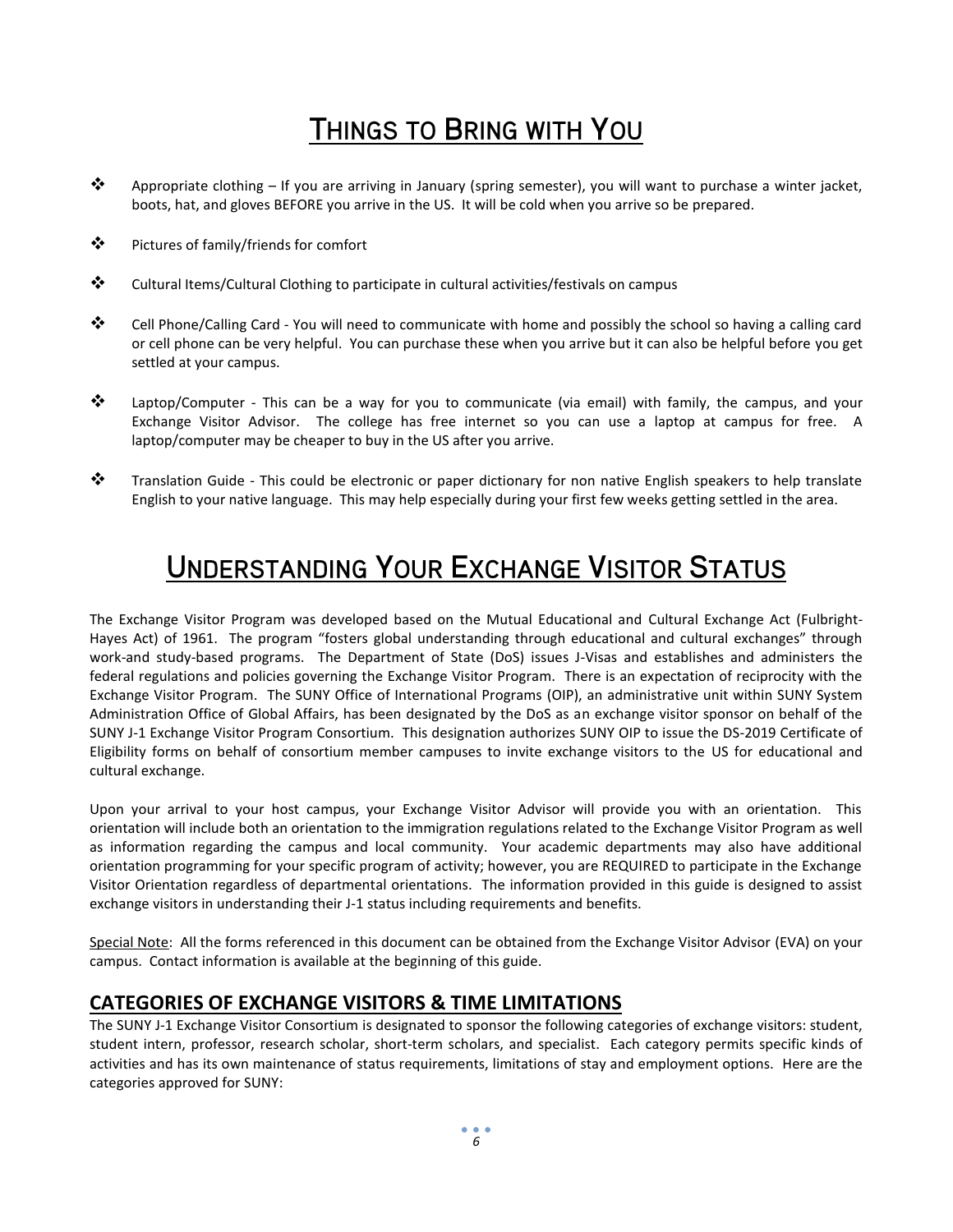# Things to Bring with You

- Appropriate clothing – If you are arriving in January (spring semester), you will want to purchase a winter jacket, boots, hat, and gloves BEFORE you arrive in the US. It will be cold when you arrive so be prepared.
- Pictures of family/friends for comfort
- Cultural Items/Cultural Clothing to participate in cultural activities/festivals on campus
- Cell Phone/Calling Card - You will need to communicate with home and possibly the school so having a calling card or cell phone can be very helpful. You can purchase these when you arrive but it can also be helpful before you get settled at your campus.
- Laptop/Computer - This can be a way for you to communicate (via email) with family, the campus, and your Exchange Visitor Advisor. The college has free internet so you can use a laptop at campus for free. A laptop/computer may be cheaper to buy in the US after you arrive.
- Translation Guide - This could be electronic or paper dictionary for non native English speakers to help translate English to your native language. This may help especially during your first few weeks getting settled in the area.

# Understanding Your Exchange Visitor Status

The Exchange Visitor Program was developed based on the Mutual Educational and Cultural Exchange Act (Fulbright-Hayes Act) of 1961. The program "fosters global understanding through educational and cultural exchanges" through work-and study-based programs. The Department of State (DoS) issues J-Visas and establishes and administers the federal regulations and policies governing the Exchange Visitor Program. There is an expectation of reciprocity with the Exchange Visitor Program. The SUNY Office of International Programs (OIP), an administrative unit within SUNY System Administration Office of Global Affairs, has been designated by the DoS as an exchange visitor sponsor on behalf of the SUNY J-1 Exchange Visitor Program Consortium. This designation authorizes SUNY OIP to issue the DS-2019 Certificate of Eligibility forms on behalf of consortium member campuses to invite exchange visitors to the US for educational and cultural exchange.

Upon your arrival to your host campus, your Exchange Visitor Advisor will provide you with an orientation. This orientation will include both an orientation to the immigration regulations related to the Exchange Visitor Program as well as information regarding the campus and local community. Your academic departments may also have additional orientation programming for your specific program of activity; however, you are REQUIRED to participate in the Exchange Visitor Orientation regardless of departmental orientations. The information provided in this guide is designed to assist exchange visitors in understanding their J-1 status including requirements and benefits.

Special Note: All the forms referenced in this document can be obtained from the Exchange Visitor Advisor (EVA) on your campus. Contact information is available at the beginning of this guide.

## CATEGORIES OF EXCHANGE VISITORS & TIME LIMITATIONS

The SUNY J-1 Exchange Visitor Consortium is designated to sponsor the following categories of exchange visitors: student, student intern, professor, research scholar, short-term scholars, and specialist. Each category permits specific kinds of activities and has its own maintenance of status requirements, limitations of stay and employment options. Here are the categories approved for SUNY: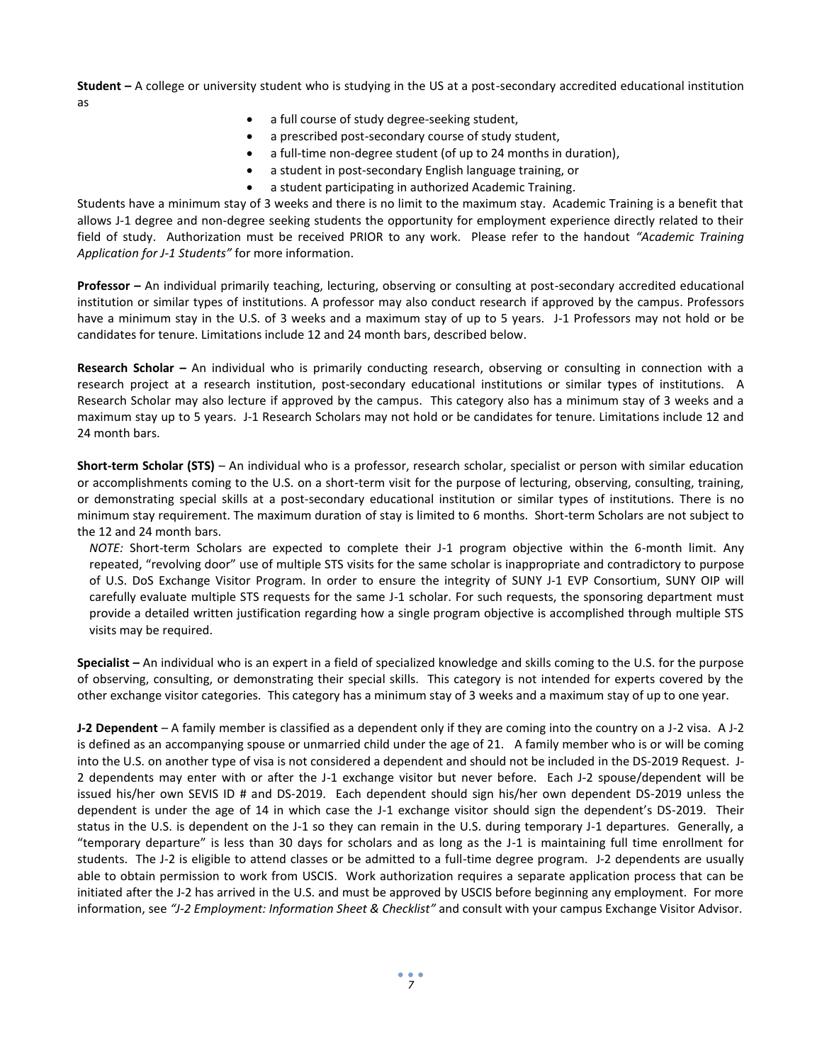**Student –** A college or university student who is studying in the US at a post-secondary accredited educational institution as

- a full course of study degree-seeking student,
- a prescribed post-secondary course of study student,
- a full-time non-degree student (of up to 24 months in duration),
- a student in post-secondary English language training, or
- a student participating in authorized Academic Training.

Students have a minimum stay of 3 weeks and there is no limit to the maximum stay. Academic Training is a benefit that allows J-1 degree and non-degree seeking students the opportunity for employment experience directly related to their field of study. Authorization must be received PRIOR to any work. Please refer to the handout *"Academic Training Application for J-1 Students"* for more information.

**Professor –** An individual primarily teaching, lecturing, observing or consulting at post-secondary accredited educational institution or similar types of institutions. A professor may also conduct research if approved by the campus. Professors have a minimum stay in the U.S. of 3 weeks and a maximum stay of up to 5 years. J-1 Professors may not hold or be candidates for tenure. Limitations include 12 and 24 month bars, described below.

**Research Scholar –** An individual who is primarily conducting research, observing or consulting in connection with a research project at a research institution, post-secondary educational institutions or similar types of institutions. A Research Scholar may also lecture if approved by the campus. This category also has a minimum stay of 3 weeks and a maximum stay up to 5 years. J-1 Research Scholars may not hold or be candidates for tenure. Limitations include 12 and 24 month bars.

**Short-term Scholar (STS)** – An individual who is a professor, research scholar, specialist or person with similar education or accomplishments coming to the U.S. on a short-term visit for the purpose of lecturing, observing, consulting, training, or demonstrating special skills at a post-secondary educational institution or similar types of institutions. There is no minimum stay requirement. The maximum duration of stay is limited to 6 months. Short-term Scholars are not subject to the 12 and 24 month bars.

*NOTE:* Short-term Scholars are expected to complete their J-1 program objective within the 6-month limit. Any repeated, "revolving door" use of multiple STS visits for the same scholar is inappropriate and contradictory to purpose of U.S. DoS Exchange Visitor Program. In order to ensure the integrity of SUNY J-1 EVP Consortium, SUNY OIP will carefully evaluate multiple STS requests for the same J-1 scholar. For such requests, the sponsoring department must provide a detailed written justification regarding how a single program objective is accomplished through multiple STS visits may be required.

**Specialist –** An individual who is an expert in a field of specialized knowledge and skills coming to the U.S. for the purpose of observing, consulting, or demonstrating their special skills. This category is not intended for experts covered by the other exchange visitor categories. This category has a minimum stay of 3 weeks and a maximum stay of up to one year.

**J-2 Dependent** – A family member is classified as a dependent only if they are coming into the country on a J-2 visa. A J-2 is defined as an accompanying spouse or unmarried child under the age of 21. A family member who is or will be coming into the U.S. on another type of visa is not considered a dependent and should not be included in the DS-2019 Request. J-2 dependents may enter with or after the J-1 exchange visitor but never before. Each J-2 spouse/dependent will be issued his/her own SEVIS ID # and DS-2019. Each dependent should sign his/her own dependent DS-2019 unless the dependent is under the age of 14 in which case the J-1 exchange visitor should sign the dependent's DS-2019. Their status in the U.S. is dependent on the J-1 so they can remain in the U.S. during temporary J-1 departures. Generally, a "temporary departure" is less than 30 days for scholars and as long as the J-1 is maintaining full time enrollment for students. The J-2 is eligible to attend classes or be admitted to a full-time degree program. J-2 dependents are usually able to obtain permission to work from USCIS. Work authorization requires a separate application process that can be initiated after the J-2 has arrived in the U.S. and must be approved by USCIS before beginning any employment. For more information, see *"J-2 Employment: Information Sheet & Checklist"* and consult with your campus Exchange Visitor Advisor.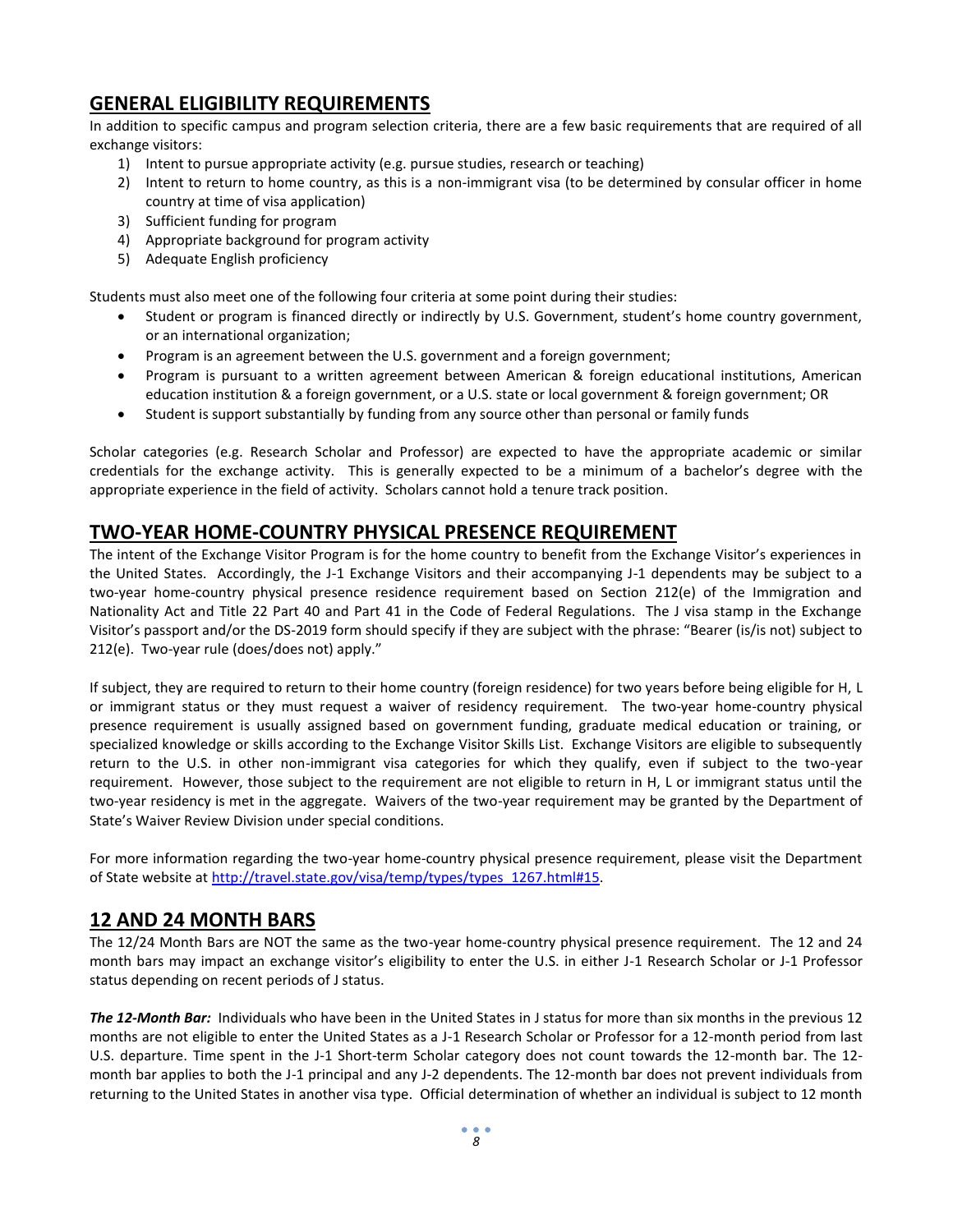## GENERAL ELIGIBILITY REQUIREMENTS

In addition to specific campus and program selection criteria, there are a few basic requirements that are required of all exchange visitors:

1) Intent to pursue appropriate activity (e.g. pursue studies, research or teaching)
2) Intent to return to home country, as this is a non-immigrant visa (to be determined by consular officer in home country at time of visa application)
3) Sufficient funding for program
4) Appropriate background for program activity
5) Adequate English proficiency

Students must also meet one of the following four criteria at some point during their studies:

- Student or program is financed directly or indirectly by U.S. Government, student's home country government, or an international organization;
- Program is an agreement between the U.S. government and a foreign government;
- Program is pursuant to a written agreement between American & foreign educational institutions, American education institution & a foreign government, or a U.S. state or local government & foreign government; OR
- Student is support substantially by funding from any source other than personal or family funds

Scholar categories (e.g. Research Scholar and Professor) are expected to have the appropriate academic or similar credentials for the exchange activity. This is generally expected to be a minimum of a bachelor's degree with the appropriate experience in the field of activity. Scholars cannot hold a tenure track position.

## TWO-YEAR HOME-COUNTRY PHYSICAL PRESENCE REQUIREMENT

The intent of the Exchange Visitor Program is for the home country to benefit from the Exchange Visitor's experiences in the United States. Accordingly, the J-1 Exchange Visitors and their accompanying J-1 dependents may be subject to a two-year home-country physical presence residence requirement based on Section 212(e) of the Immigration and Nationality Act and Title 22 Part 40 and Part 41 in the Code of Federal Regulations. The J visa stamp in the Exchange Visitor's passport and/or the DS-2019 form should specify if they are subject with the phrase: "Bearer (is/is not) subject to 212(e). Two-year rule (does/does not) apply."

If subject, they are required to return to their home country (foreign residence) for two years before being eligible for H, L or immigrant status or they must request a waiver of residency requirement. The two-year home-country physical presence requirement is usually assigned based on government funding, graduate medical education or training, or specialized knowledge or skills according to the Exchange Visitor Skills List. Exchange Visitors are eligible to subsequently return to the U.S. in other non-immigrant visa categories for which they qualify, even if subject to the two-year requirement. However, those subject to the requirement are not eligible to return in H, L or immigrant status until the two-year residency is met in the aggregate. Waivers of the two-year requirement may be granted by the Department of State's Waiver Review Division under special conditions.

For more information regarding the two-year home-country physical presence requirement, please visit the Department of State website at [http://travel.state.gov/visa/temp/types/types_1267.html#15](http://travel.state.gov/visa/temp/types/types_1267.html#15).

## 12 AND 24 MONTH BARS

The 12/24 Month Bars are NOT the same as the two-year home-country physical presence requirement. The 12 and 24 month bars may impact an exchange visitor's eligibility to enter the U.S. in either J-1 Research Scholar or J-1 Professor status depending on recent periods of J status.

***The 12-Month Bar:*** Individuals who have been in the United States in J status for more than six months in the previous 12 months are not eligible to enter the United States as a J-1 Research Scholar or Professor for a 12-month period from last U.S. departure. Time spent in the J-1 Short-term Scholar category does not count towards the 12-month bar. The 12-month bar applies to both the J-1 principal and any J-2 dependents. The 12-month bar does not prevent individuals from returning to the United States in another visa type. Official determination of whether an individual is subject to 12 month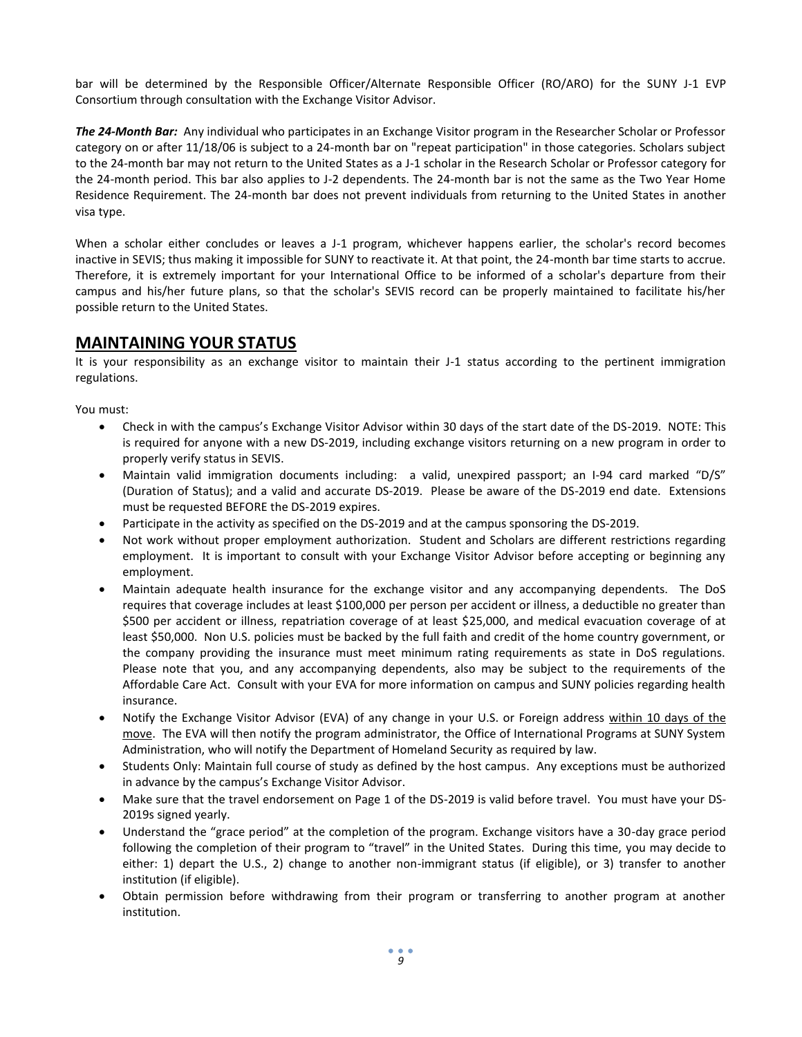bar will be determined by the Responsible Officer/Alternate Responsible Officer (RO/ARO) for the SUNY J-1 EVP Consortium through consultation with the Exchange Visitor Advisor.

***The 24-Month Bar:*** Any individual who participates in an Exchange Visitor program in the Researcher Scholar or Professor category on or after 11/18/06 is subject to a 24-month bar on "repeat participation" in those categories. Scholars subject to the 24-month bar may not return to the United States as a J-1 scholar in the Research Scholar or Professor category for the 24-month period. This bar also applies to J-2 dependents. The 24-month bar is not the same as the Two Year Home Residence Requirement. The 24-month bar does not prevent individuals from returning to the United States in another visa type.

When a scholar either concludes or leaves a J-1 program, whichever happens earlier, the scholar's record becomes inactive in SEVIS; thus making it impossible for SUNY to reactivate it. At that point, the 24-month bar time starts to accrue. Therefore, it is extremely important for your International Office to be informed of a scholar's departure from their campus and his/her future plans, so that the scholar's SEVIS record can be properly maintained to facilitate his/her possible return to the United States.

## MAINTAINING YOUR STATUS

It is your responsibility as an exchange visitor to maintain their J-1 status according to the pertinent immigration regulations.

You must:

- Check in with the campus's Exchange Visitor Advisor within 30 days of the start date of the DS-2019. NOTE: This is required for anyone with a new DS-2019, including exchange visitors returning on a new program in order to properly verify status in SEVIS.
- Maintain valid immigration documents including: a valid, unexpired passport; an I-94 card marked "D/S" (Duration of Status); and a valid and accurate DS-2019. Please be aware of the DS-2019 end date. Extensions must be requested BEFORE the DS-2019 expires.
- Participate in the activity as specified on the DS-2019 and at the campus sponsoring the DS-2019.
- Not work without proper employment authorization. Student and Scholars are different restrictions regarding employment. It is important to consult with your Exchange Visitor Advisor before accepting or beginning any employment.
- Maintain adequate health insurance for the exchange visitor and any accompanying dependents. The DoS requires that coverage includes at least $100,000 per person per accident or illness, a deductible no greater than $500 per accident or illness, repatriation coverage of at least $25,000, and medical evacuation coverage of at least $50,000. Non U.S. policies must be backed by the full faith and credit of the home country government, or the company providing the insurance must meet minimum rating requirements as state in DoS regulations. Please note that you, and any accompanying dependents, also may be subject to the requirements of the Affordable Care Act. Consult with your EVA for more information on campus and SUNY policies regarding health insurance.
- Notify the Exchange Visitor Advisor (EVA) of any change in your U.S. or Foreign address within 10 days of the move. The EVA will then notify the program administrator, the Office of International Programs at SUNY System Administration, who will notify the Department of Homeland Security as required by law.
- Students Only: Maintain full course of study as defined by the host campus. Any exceptions must be authorized in advance by the campus's Exchange Visitor Advisor.
- Make sure that the travel endorsement on Page 1 of the DS-2019 is valid before travel. You must have your DS-2019s signed yearly.
- Understand the "grace period" at the completion of the program. Exchange visitors have a 30-day grace period following the completion of their program to "travel" in the United States. During this time, you may decide to either: 1) depart the U.S., 2) change to another non-immigrant status (if eligible), or 3) transfer to another institution (if eligible).
- Obtain permission before withdrawing from their program or transferring to another program at another institution.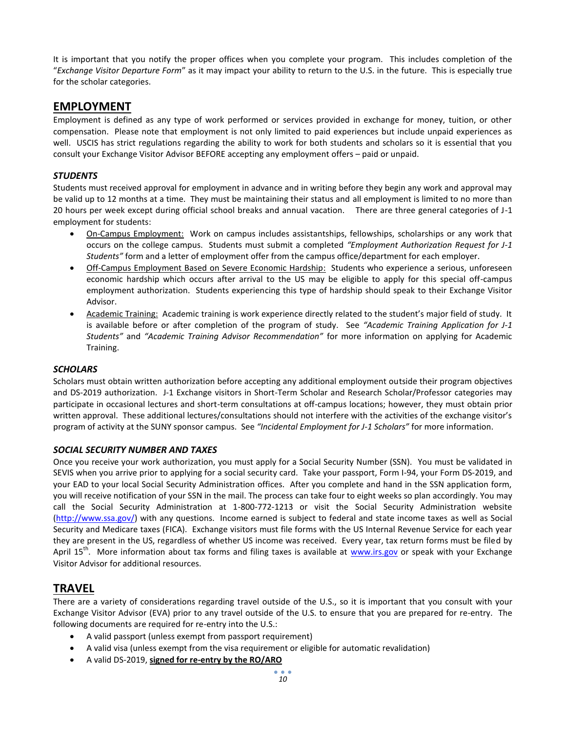It is important that you notify the proper offices when you complete your program. This includes completion of the "*Exchange Visitor Departure Form*" as it may impact your ability to return to the U.S. in the future. This is especially true for the scholar categories.

## EMPLOYMENT

Employment is defined as any type of work performed or services provided in exchange for money, tuition, or other compensation. Please note that employment is not only limited to paid experiences but include unpaid experiences as well. USCIS has strict regulations regarding the ability to work for both students and scholars so it is essential that you consult your Exchange Visitor Advisor BEFORE accepting any employment offers – paid or unpaid.

### *STUDENTS*

Students must received approval for employment in advance and in writing before they begin any work and approval may be valid up to 12 months at a time. They must be maintaining their status and all employment is limited to no more than 20 hours per week except during official school breaks and annual vacation. There are three general categories of J-1 employment for students:

- On-Campus Employment: Work on campus includes assistantships, fellowships, scholarships or any work that occurs on the college campus. Students must submit a completed *"Employment Authorization Request for J-1 Students"* form and a letter of employment offer from the campus office/department for each employer.
- Off-Campus Employment Based on Severe Economic Hardship: Students who experience a serious, unforeseen economic hardship which occurs after arrival to the US may be eligible to apply for this special off-campus employment authorization. Students experiencing this type of hardship should speak to their Exchange Visitor Advisor.
- Academic Training: Academic training is work experience directly related to the student's major field of study. It is available before or after completion of the program of study. See *"Academic Training Application for J-1 Students"* and *"Academic Training Advisor Recommendation"* for more information on applying for Academic Training.

### *SCHOLARS*

Scholars must obtain written authorization before accepting any additional employment outside their program objectives and DS-2019 authorization. J-1 Exchange visitors in Short-Term Scholar and Research Scholar/Professor categories may participate in occasional lectures and short-term consultations at off-campus locations; however, they must obtain prior written approval. These additional lectures/consultations should not interfere with the activities of the exchange visitor's program of activity at the SUNY sponsor campus. See *"Incidental Employment for J-1 Scholars"* for more information.

### *SOCIAL SECURITY NUMBER AND TAXES*

Once you receive your work authorization, you must apply for a Social Security Number (SSN). You must be validated in SEVIS when you arrive prior to applying for a social security card. Take your passport, Form I-94, your Form DS-2019, and your EAD to your local Social Security Administration offices. After you complete and hand in the SSN application form, you will receive notification of your SSN in the mail. The process can take four to eight weeks so plan accordingly. You may call the Social Security Administration at 1-800-772-1213 or visit the Social Security Administration website (http://www.ssa.gov/) with any questions. Income earned is subject to federal and state income taxes as well as Social Security and Medicare taxes (FICA). Exchange visitors must file forms with the US Internal Revenue Service for each year they are present in the US, regardless of whether US income was received. Every year, tax return forms must be filed by April 15th. More information about tax forms and filing taxes is available at www.irs.gov or speak with your Exchange Visitor Advisor for additional resources.

## TRAVEL

There are a variety of considerations regarding travel outside of the U.S., so it is important that you consult with your Exchange Visitor Advisor (EVA) prior to any travel outside of the U.S. to ensure that you are prepared for re-entry. The following documents are required for re-entry into the U.S.:

- A valid passport (unless exempt from passport requirement)
- A valid visa (unless exempt from the visa requirement or eligible for automatic revalidation)
- A valid DS-2019, **signed for re-entry by the RO/ARO**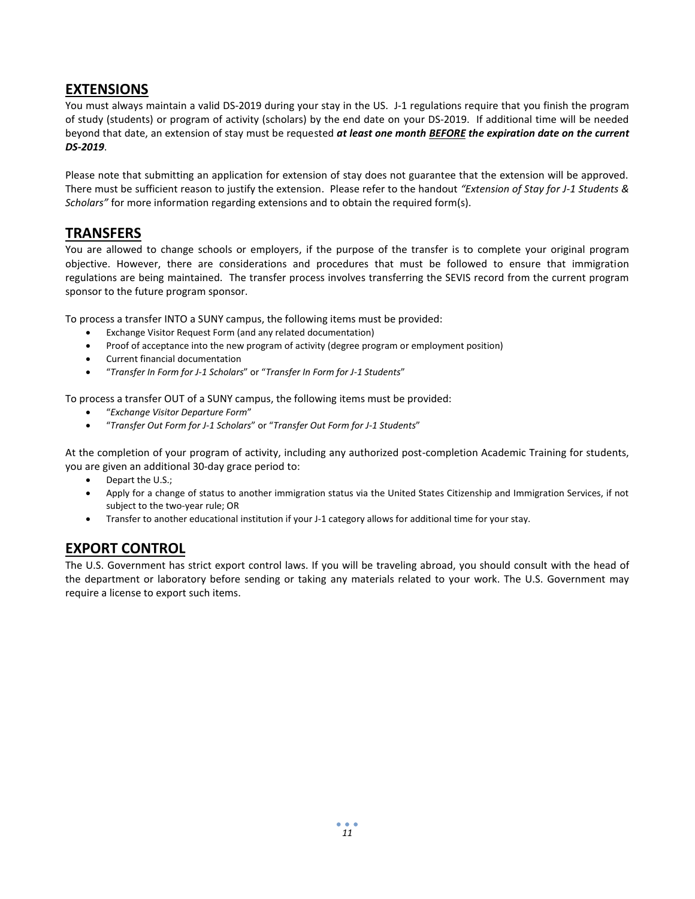## EXTENSIONS

You must always maintain a valid DS-2019 during your stay in the US. J-1 regulations require that you finish the program of study (students) or program of activity (scholars) by the end date on your DS-2019. If additional time will be needed beyond that date, an extension of stay must be requested ***at least one month <u>BEFORE</u> the expiration date on the current DS-2019***.

Please note that submitting an application for extension of stay does not guarantee that the extension will be approved. There must be sufficient reason to justify the extension. Please refer to the handout *"Extension of Stay for J-1 Students & Scholars"* for more information regarding extensions and to obtain the required form(s).

## TRANSFERS

You are allowed to change schools or employers, if the purpose of the transfer is to complete your original program objective. However, there are considerations and procedures that must be followed to ensure that immigration regulations are being maintained. The transfer process involves transferring the SEVIS record from the current program sponsor to the future program sponsor.

To process a transfer INTO a SUNY campus, the following items must be provided:

- Exchange Visitor Request Form (and any related documentation)
- Proof of acceptance into the new program of activity (degree program or employment position)
- Current financial documentation
- "*Transfer In Form for J-1 Scholars*" or "*Transfer In Form for J-1 Students*"

To process a transfer OUT of a SUNY campus, the following items must be provided:

- "*Exchange Visitor Departure Form*"
- "*Transfer Out Form for J-1 Scholars*" or "*Transfer Out Form for J-1 Students*"

At the completion of your program of activity, including any authorized post-completion Academic Training for students, you are given an additional 30-day grace period to:

- Depart the U.S.;
- Apply for a change of status to another immigration status via the United States Citizenship and Immigration Services, if not subject to the two-year rule; OR
- Transfer to another educational institution if your J-1 category allows for additional time for your stay.

## EXPORT CONTROL

The U.S. Government has strict export control laws. If you will be traveling abroad, you should consult with the head of the department or laboratory before sending or taking any materials related to your work. The U.S. Government may require a license to export such items.